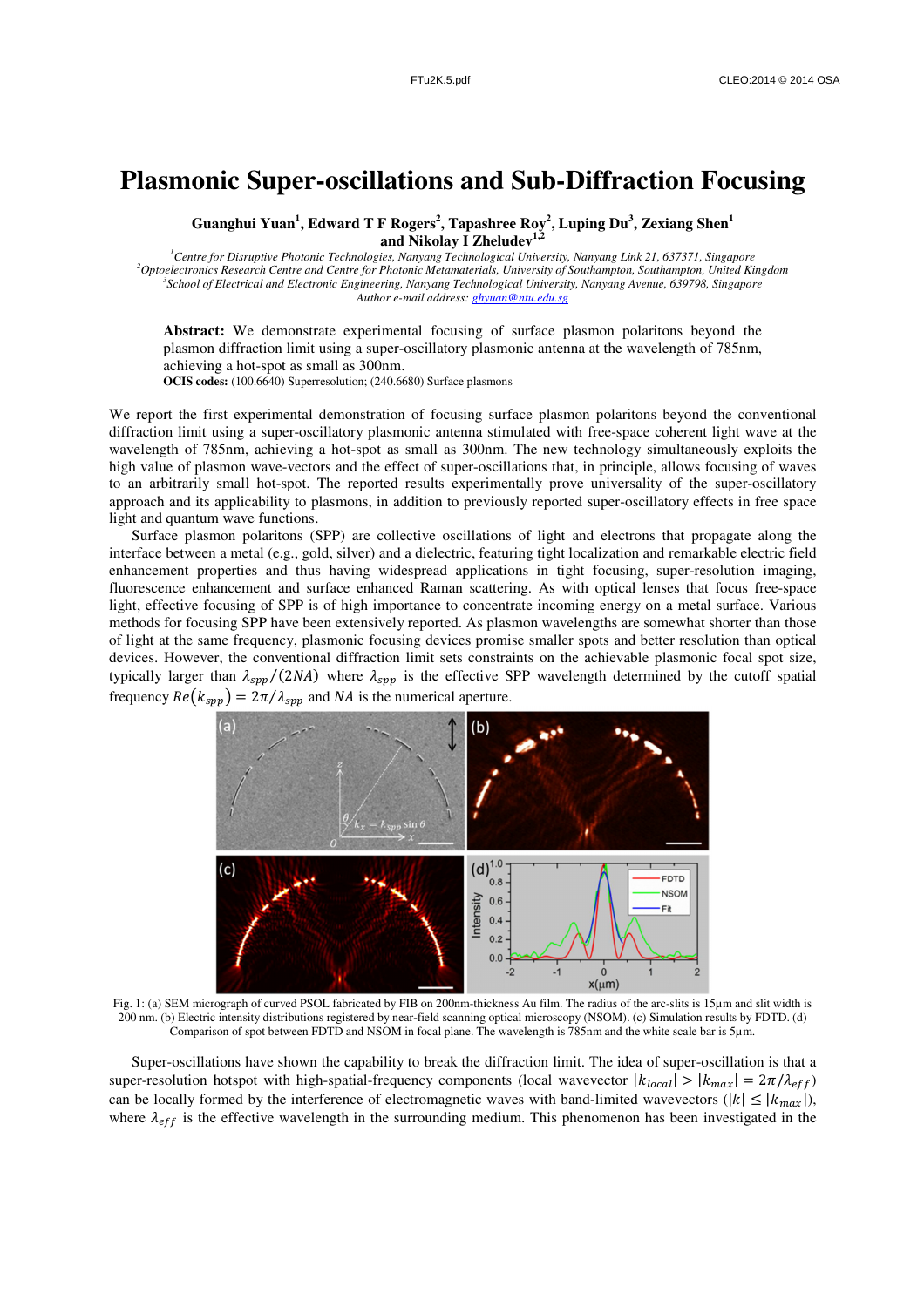# Plasmonic Super-oscillations and Sub-Diffraction Focusing

**Guanghui Yuan[1], Edward T F Rogers[2], Tapashree Roy[2], Luping Du[3], Zexiang Shen[1] and Nikolay I Zheludev[1,2]**

[1]*Centre for Disruptive Photonic Technologies, Nanyang Technological University, Nanyang Link 21, 637371, Singapore*
[2]*Optoelectronics Research Centre and Centre for Photonic Metamaterials, University of Southampton, Southampton, United Kingdom*
[3]*School of Electrical and Electronic Engineering, Nanyang Technological University, Nanyang Avenue, 639798, Singapore*
*Author e-mail address: ghyuan@ntu.edu.sg*

**Abstract:** We demonstrate experimental focusing of surface plasmon polaritons beyond the plasmon diffraction limit using a super-oscillatory plasmonic antenna at the wavelength of 785nm, achieving a hot-spot as small as 300nm.

**OCIS codes:** (100.6640) Superresolution; (240.6680) Surface plasmons

We report the first experimental demonstration of focusing surface plasmon polaritons beyond the conventional diffraction limit using a super-oscillatory plasmonic antenna stimulated with free-space coherent light wave at the wavelength of 785nm, achieving a hot-spot as small as 300nm. The new technology simultaneously exploits the high value of plasmon wave-vectors and the effect of super-oscillations that, in principle, allows focusing of waves to an arbitrarily small hot-spot. The reported results experimentally prove universality of the super-oscillatory approach and its applicability to plasmons, in addition to previously reported super-oscillatory effects in free space light and quantum wave functions.

Surface plasmon polaritons (SPP) are collective oscillations of light and electrons that propagate along the interface between a metal (e.g., gold, silver) and a dielectric, featuring tight localization and remarkable electric field enhancement properties and thus having widespread applications in tight focusing, super-resolution imaging, fluorescence enhancement and surface enhanced Raman scattering. As with optical lenses that focus free-space light, effective focusing of SPP is of high importance to concentrate incoming energy on a metal surface. Various methods for focusing SPP have been extensively reported. As plasmon wavelengths are somewhat shorter than those of light at the same frequency, plasmonic focusing devices promise smaller spots and better resolution than optical devices. However, the conventional diffraction limit sets constraints on the achievable plasmonic focal spot size, typically larger than $\lambda_{spp}/(2NA)$ where $\lambda_{spp}$ is the effective SPP wavelength determined by the cutoff spatial frequency $Re(k_{spp}) = 2\pi/\lambda_{spp}$ and $NA$ is the numerical aperture.

Fig. 1: (a) SEM micrograph of curved PSOL fabricated by FIB on 200nm-thickness Au film. The radius of the arc-slits is 15μm and slit width is 200 nm. (b) Electric intensity distributions registered by near-field scanning optical microscopy (NSOM). (c) Simulation results by FDTD. (d) Comparison of spot between FDTD and NSOM in focal plane. The wavelength is 785nm and the white scale bar is 5μm.

Super-oscillations have shown the capability to break the diffraction limit. The idea of super-oscillation is that a super-resolution hotspot with high-spatial-frequency components (local wavevector $|k_{local}| > |k_{max}| = 2\pi/\lambda_{eff}$) can be locally formed by the interference of electromagnetic waves with band-limited wavevectors ($|k| \leq |k_{max}|$), where $\lambda_{eff}$ is the effective wavelength in the surrounding medium. This phenomenon has been investigated in the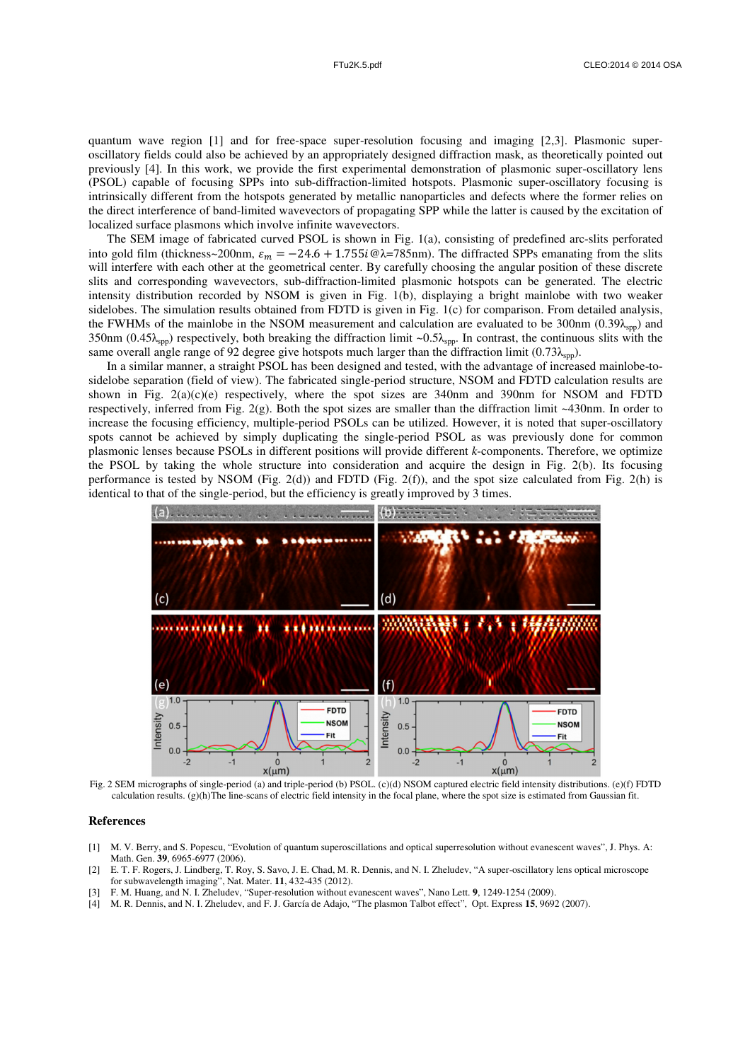quantum wave region [1] and for free-space super-resolution focusing and imaging [2,3]. Plasmonic super-oscillatory fields could also be achieved by an appropriately designed diffraction mask, as theoretically pointed out previously [4]. In this work, we provide the first experimental demonstration of plasmonic super-oscillatory lens (PSOL) capable of focusing SPPs into sub-diffraction-limited hotspots. Plasmonic super-oscillatory focusing is intrinsically different from the hotspots generated by metallic nanoparticles and defects where the former relies on the direct interference of band-limited wavevectors of propagating SPP while the latter is caused by the excitation of localized surface plasmons which involve infinite wavevectors.

The SEM image of fabricated curved PSOL is shown in Fig. 1(a), consisting of predefined arc-slits perforated into gold film (thickness~200nm, $\varepsilon_m = -24.6 + 1.755i$@λ=785nm). The diffracted SPPs emanating from the slits will interfere with each other at the geometrical center. By carefully choosing the angular position of these discrete slits and corresponding wavevectors, sub-diffraction-limited plasmonic hotspots can be generated. The electric intensity distribution recorded by NSOM is given in Fig. 1(b), displaying a bright mainlobe with two weaker sidelobes. The simulation results obtained from FDTD is given in Fig. 1(c) for comparison. From detailed analysis, the FWHMs of the mainlobe in the NSOM measurement and calculation are evaluated to be 300nm ($0.39\lambda_{spp}$) and 350nm ($0.45\lambda_{spp}$) respectively, both breaking the diffraction limit ~$0.5\lambda_{spp}$. In contrast, the continuous slits with the same overall angle range of 92 degree give hotspots much larger than the diffraction limit ($0.73\lambda_{spp}$).

In a similar manner, a straight PSOL has been designed and tested, with the advantage of increased mainlobe-to-sidelobe separation (field of view). The fabricated single-period structure, NSOM and FDTD calculation results are shown in Fig. 2(a)(c)(e) respectively, where the spot sizes are 340nm and 390nm for NSOM and FDTD respectively, inferred from Fig. 2(g). Both the spot sizes are smaller than the diffraction limit ~430nm. In order to increase the focusing efficiency, multiple-period PSOLs can be utilized. However, it is noted that super-oscillatory spots cannot be achieved by simply duplicating the single-period PSOL as was previously done for common plasmonic lenses because PSOLs in different positions will provide different *k*-components. Therefore, we optimize the PSOL by taking the whole structure into consideration and acquire the design in Fig. 2(b). Its focusing performance is tested by NSOM (Fig. 2(d)) and FDTD (Fig. 2(f)), and the spot size calculated from Fig. 2(h) is identical to that of the single-period, but the efficiency is greatly improved by 3 times.

Fig. 2 SEM micrographs of single-period (a) and triple-period (b) PSOL. (c)(d) NSOM captured electric field intensity distributions. (e)(f) FDTD calculation results. (g)(h)The line-scans of electric field intensity in the focal plane, where the spot size is estimated from Gaussian fit.

## References

[1] M. V. Berry, and S. Popescu, "Evolution of quantum superoscillations and optical superresolution without evanescent waves", J. Phys. A: Math. Gen. **39**, 6965-6977 (2006).

[2] E. T. F. Rogers, J. Lindberg, T. Roy, S. Savo, J. E. Chad, M. R. Dennis, and N. I. Zheludev, "A super-oscillatory lens optical microscope for subwavelength imaging", Nat. Mater. **11**, 432-435 (2012).

[3] F. M. Huang, and N. I. Zheludev, "Super-resolution without evanescent waves", Nano Lett. **9**, 1249-1254 (2009).

[4] M. R. Dennis, and N. I. Zheludev, and F. J. García de Adajo, "The plasmon Talbot effect", Opt. Express **15**, 9692 (2007).